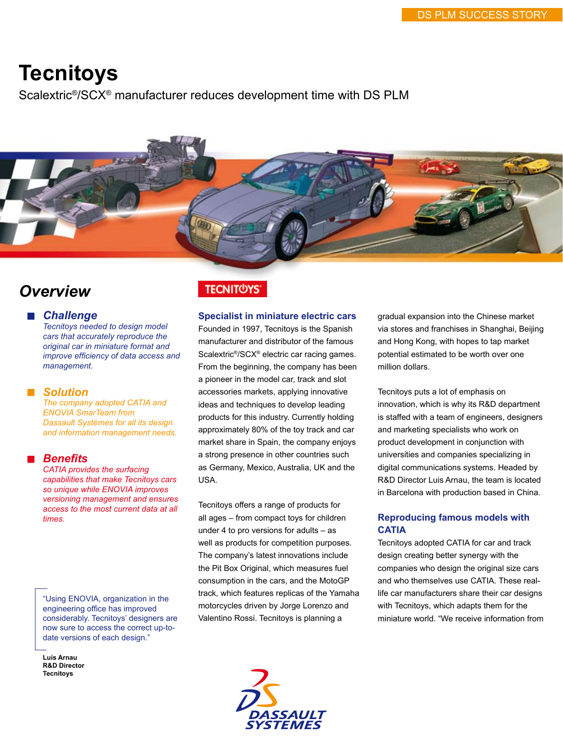DS PLM SUCCESS STORY

# Tecnitoys

Scalextric®/SCX® manufacturer reduces development time with DS PLM

## Overview

### Challenge

*Tecnitoys needed to design model cars that accurately reproduce the original car in miniature format and improve efficiency of data access and management.*

### Solution

*The company adopted CATIA and ENOVIA SmarTeam from Dassault Systèmes for all its design and information management needs.*

### Benefits

*CATIA provides the surfacing capabilities that make Tecnitoys cars so unique while ENOVIA improves versioning management and ensures access to the most current data at all times.*

> "Using ENOVIA, organization in the engineering office has improved considerably. Tecnitoys' designers are now sure to access the correct up-to-date versions of each design."

**Luis Arnau**
**R&D Director**
**Tecnitoys**

### Specialist in miniature electric cars

Founded in 1997, Tecnitoys is the Spanish manufacturer and distributor of the famous Scalextric®/SCX® electric car racing games. From the beginning, the company has been a pioneer in the model car, track and slot accessories markets, applying innovative ideas and techniques to develop leading products for this industry. Currently holding approximately 80% of the toy track and car market share in Spain, the company enjoys a strong presence in other countries such as Germany, Mexico, Australia, UK and the USA.

Tecnitoys offers a range of products for all ages – from compact toys for children under 4 to pro versions for adults – as well as products for competition purposes. The company's latest innovations include the Pit Box Original, which measures fuel consumption in the cars, and the MotoGP track, which features replicas of the Yamaha motorcycles driven by Jorge Lorenzo and Valentino Rossi. Tecnitoys is planning a gradual expansion into the Chinese market via stores and franchises in Shanghai, Beijing and Hong Kong, with hopes to tap market potential estimated to be worth over one million dollars.

Tecnitoys puts a lot of emphasis on innovation, which is why its R&D department is staffed with a team of engineers, designers and marketing specialists who work on product development in conjunction with universities and companies specializing in digital communications systems. Headed by R&D Director Luis Arnau, the team is located in Barcelona with production based in China.

### Reproducing famous models with CATIA

Tecnitoys adopted CATIA for car and track design creating better synergy with the companies who design the original size cars and who themselves use CATIA. These real-life car manufacturers share their car designs with Tecnitoys, which adapts them for the miniature world. "We receive information from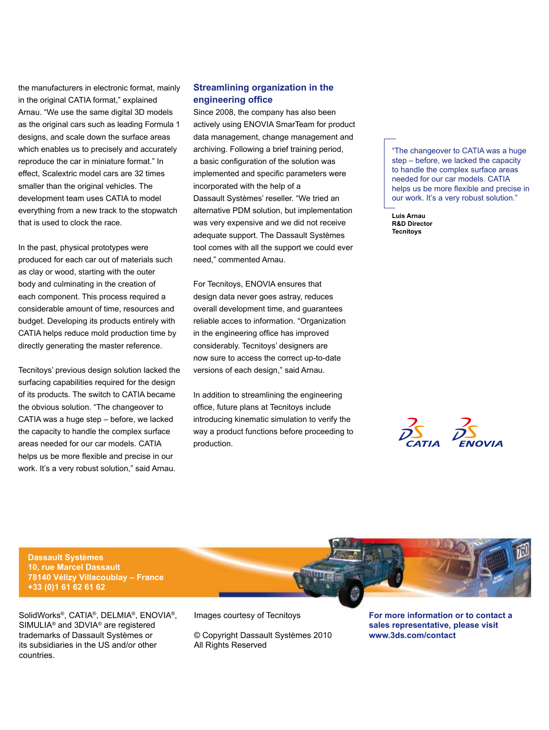the manufacturers in electronic format, mainly in the original CATIA format," explained Arnau. "We use the same digital 3D models as the original cars such as leading Formula 1 designs, and scale down the surface areas which enables us to precisely and accurately reproduce the car in miniature format." In effect, Scalextric model cars are 32 times smaller than the original vehicles. The development team uses CATIA to model everything from a new track to the stopwatch that is used to clock the race.

In the past, physical prototypes were produced for each car out of materials such as clay or wood, starting with the outer body and culminating in the creation of each component. This process required a considerable amount of time, resources and budget. Developing its products entirely with CATIA helps reduce mold production time by directly generating the master reference.

Tecnitoys' previous design solution lacked the surfacing capabilities required for the design of its products. The switch to CATIA became the obvious solution. "The changeover to CATIA was a huge step – before, we lacked the capacity to handle the complex surface areas needed for our car models. CATIA helps us be more flexible and precise in our work. It's a very robust solution," said Arnau.

## Streamlining organization in the engineering office

Since 2008, the company has also been actively using ENOVIA SmarTeam for product data management, change management and archiving. Following a brief training period, a basic configuration of the solution was implemented and specific parameters were incorporated with the help of a Dassault Systèmes' reseller. "We tried an alternative PDM solution, but implementation was very expensive and we did not receive adequate support. The Dassault Systèmes tool comes with all the support we could ever need," commented Arnau.

For Tecnitoys, ENOVIA ensures that design data never goes astray, reduces overall development time, and guarantees reliable acces to information. "Organization in the engineering office has improved considerably. Tecnitoys' designers are now sure to access the correct up-to-date versions of each design," said Arnau.

In addition to streamlining the engineering office, future plans at Tecnitoys include introducing kinematic simulation to verify the way a product functions before proceeding to production.

"The changeover to CATIA was a huge step – before, we lacked the capacity to handle the complex surface areas needed for our car models. CATIA helps us be more flexible and precise in our work. It's a very robust solution."

**Luis Arnau**
**R&D Director**
**Tecnitoys**

CATIA ENOVIA

**Dassault Systèmes**
**10, rue Marcel Dassault**
**78140 Vélizy Villacoublay – France**
**+33 (0)1 61 62 61 62**

SolidWorks®, CATIA®, DELMIA®, ENOVIA®, SIMULIA® and 3DVIA® are registered trademarks of Dassault Systèmes or its subsidiaries in the US and/or other countries.

Images courtesy of Tecnitoys

© Copyright Dassault Systèmes 2010
All Rights Reserved

**For more information or to contact a sales representative, please visit www.3ds.com/contact**